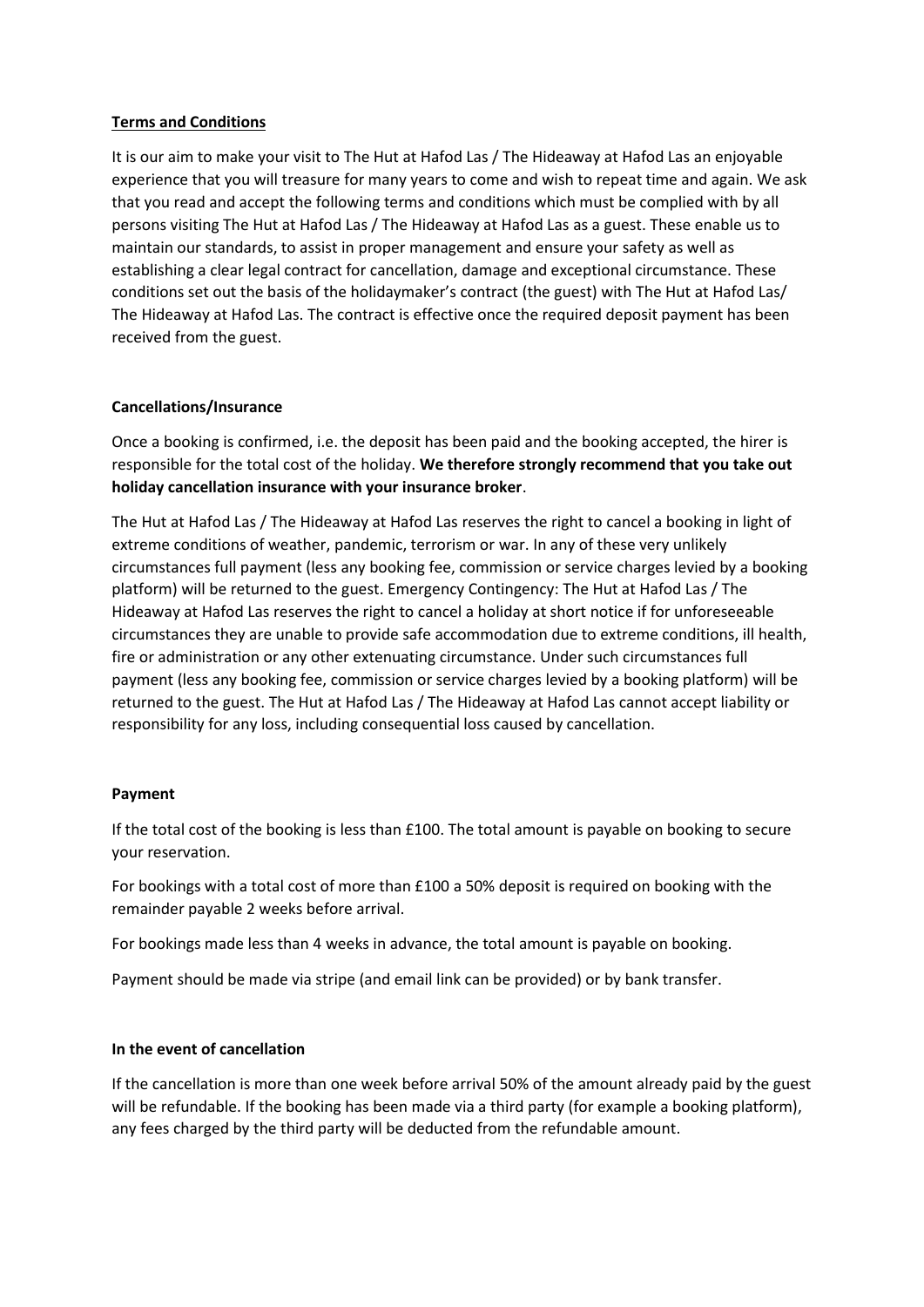## Terms and Conditions

It is our aim to make your visit to The Hut at Hafod Las / The Hideaway at Hafod Las an enjoyable experience that you will treasure for many years to come and wish to repeat time and again. We ask that you read and accept the following terms and conditions which must be complied with by all persons visiting The Hut at Hafod Las / The Hideaway at Hafod Las as a guest. These enable us to maintain our standards, to assist in proper management and ensure your safety as well as establishing a clear legal contract for cancellation, damage and exceptional circumstance. These conditions set out the basis of the holidaymaker's contract (the guest) with The Hut at Hafod Las/ The Hideaway at Hafod Las. The contract is effective once the required deposit payment has been received from the guest.

### Cancellations/Insurance

Once a booking is confirmed, i.e. the deposit has been paid and the booking accepted, the hirer is responsible for the total cost of the holiday. **We therefore strongly recommend that you take out holiday cancellation insurance with your insurance broker**.

The Hut at Hafod Las / The Hideaway at Hafod Las reserves the right to cancel a booking in light of extreme conditions of weather, pandemic, terrorism or war. In any of these very unlikely circumstances full payment (less any booking fee, commission or service charges levied by a booking platform) will be returned to the guest. Emergency Contingency: The Hut at Hafod Las / The Hideaway at Hafod Las reserves the right to cancel a holiday at short notice if for unforeseeable circumstances they are unable to provide safe accommodation due to extreme conditions, ill health, fire or administration or any other extenuating circumstance. Under such circumstances full payment (less any booking fee, commission or service charges levied by a booking platform) will be returned to the guest. The Hut at Hafod Las / The Hideaway at Hafod Las cannot accept liability or responsibility for any loss, including consequential loss caused by cancellation.

### Payment

If the total cost of the booking is less than £100. The total amount is payable on booking to secure your reservation.

For bookings with a total cost of more than £100 a 50% deposit is required on booking with the remainder payable 2 weeks before arrival.

For bookings made less than 4 weeks in advance, the total amount is payable on booking.

Payment should be made via stripe (and email link can be provided) or by bank transfer.

### In the event of cancellation

If the cancellation is more than one week before arrival 50% of the amount already paid by the guest will be refundable. If the booking has been made via a third party (for example a booking platform), any fees charged by the third party will be deducted from the refundable amount.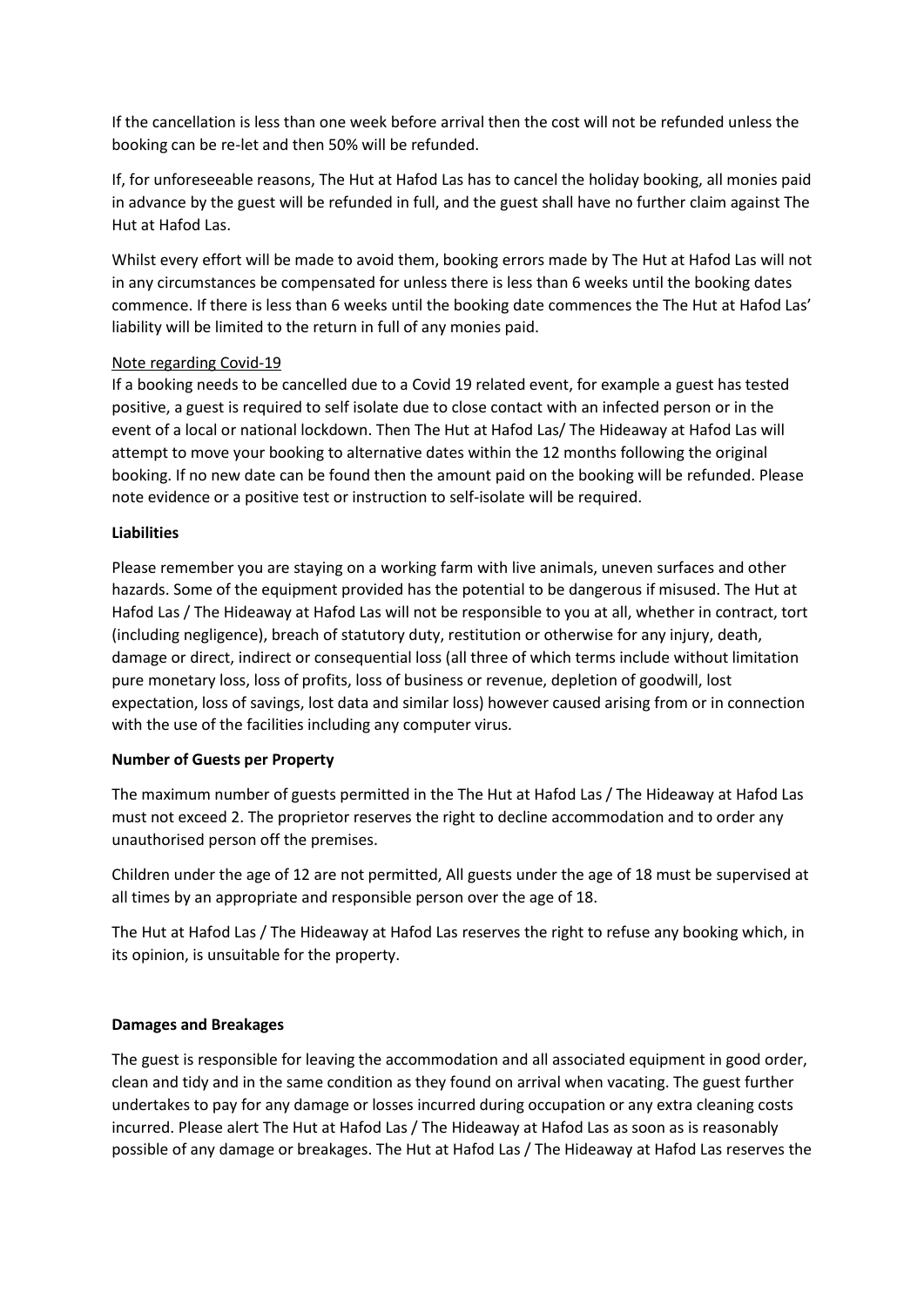If the cancellation is less than one week before arrival then the cost will not be refunded unless the booking can be re-let and then 50% will be refunded.

If, for unforeseeable reasons, The Hut at Hafod Las has to cancel the holiday booking, all monies paid in advance by the guest will be refunded in full, and the guest shall have no further claim against The Hut at Hafod Las.

Whilst every effort will be made to avoid them, booking errors made by The Hut at Hafod Las will not in any circumstances be compensated for unless there is less than 6 weeks until the booking dates commence. If there is less than 6 weeks until the booking date commences the The Hut at Hafod Las' liability will be limited to the return in full of any monies paid.

<u>Note regarding Covid-19</u>
If a booking needs to be cancelled due to a Covid 19 related event, for example a guest has tested positive, a guest is required to self isolate due to close contact with an infected person or in the event of a local or national lockdown. Then The Hut at Hafod Las/ The Hideaway at Hafod Las will attempt to move your booking to alternative dates within the 12 months following the original booking. If no new date can be found then the amount paid on the booking will be refunded. Please note evidence or a positive test or instruction to self-isolate will be required.

**Liabilities**

Please remember you are staying on a working farm with live animals, uneven surfaces and other hazards. Some of the equipment provided has the potential to be dangerous if misused. The Hut at Hafod Las / The Hideaway at Hafod Las will not be responsible to you at all, whether in contract, tort (including negligence), breach of statutory duty, restitution or otherwise for any injury, death, damage or direct, indirect or consequential loss (all three of which terms include without limitation pure monetary loss, loss of profits, loss of business or revenue, depletion of goodwill, lost expectation, loss of savings, lost data and similar loss) however caused arising from or in connection with the use of the facilities including any computer virus.

**Number of Guests per Property**

The maximum number of guests permitted in the The Hut at Hafod Las / The Hideaway at Hafod Las must not exceed 2. The proprietor reserves the right to decline accommodation and to order any unauthorised person off the premises.

Children under the age of 12 are not permitted, All guests under the age of 18 must be supervised at all times by an appropriate and responsible person over the age of 18.

The Hut at Hafod Las / The Hideaway at Hafod Las reserves the right to refuse any booking which, in its opinion, is unsuitable for the property.

**Damages and Breakages**

The guest is responsible for leaving the accommodation and all associated equipment in good order, clean and tidy and in the same condition as they found on arrival when vacating. The guest further undertakes to pay for any damage or losses incurred during occupation or any extra cleaning costs incurred. Please alert The Hut at Hafod Las / The Hideaway at Hafod Las as soon as is reasonably possible of any damage or breakages. The Hut at Hafod Las / The Hideaway at Hafod Las reserves the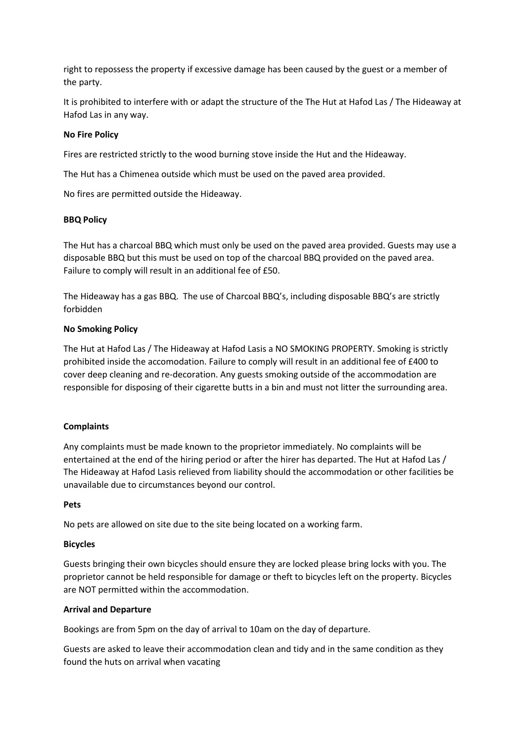right to repossess the property if excessive damage has been caused by the guest or a member of the party.

It is prohibited to interfere with or adapt the structure of the The Hut at Hafod Las / The Hideaway at Hafod Las in any way.

**No Fire Policy**

Fires are restricted strictly to the wood burning stove inside the Hut and the Hideaway.

The Hut has a Chimenea outside which must be used on the paved area provided.

No fires are permitted outside the Hideaway.

**BBQ Policy**

The Hut has a charcoal BBQ which must only be used on the paved area provided. Guests may use a disposable BBQ but this must be used on top of the charcoal BBQ provided on the paved area. Failure to comply will result in an additional fee of £50.

The Hideaway has a gas BBQ. The use of Charcoal BBQ's, including disposable BBQ's are strictly forbidden

**No Smoking Policy**

The Hut at Hafod Las / The Hideaway at Hafod Lasis a NO SMOKING PROPERTY. Smoking is strictly prohibited inside the accomodation. Failure to comply will result in an additional fee of £400 to cover deep cleaning and re-decoration. Any guests smoking outside of the accommodation are responsible for disposing of their cigarette butts in a bin and must not litter the surrounding area.

**Complaints**

Any complaints must be made known to the proprietor immediately. No complaints will be entertained at the end of the hiring period or after the hirer has departed. The Hut at Hafod Las / The Hideaway at Hafod Lasis relieved from liability should the accommodation or other facilities be unavailable due to circumstances beyond our control.

**Pets**

No pets are allowed on site due to the site being located on a working farm.

**Bicycles**

Guests bringing their own bicycles should ensure they are locked please bring locks with you. The proprietor cannot be held responsible for damage or theft to bicycles left on the property. Bicycles are NOT permitted within the accommodation.

**Arrival and Departure**

Bookings are from 5pm on the day of arrival to 10am on the day of departure.

Guests are asked to leave their accommodation clean and tidy and in the same condition as they found the huts on arrival when vacating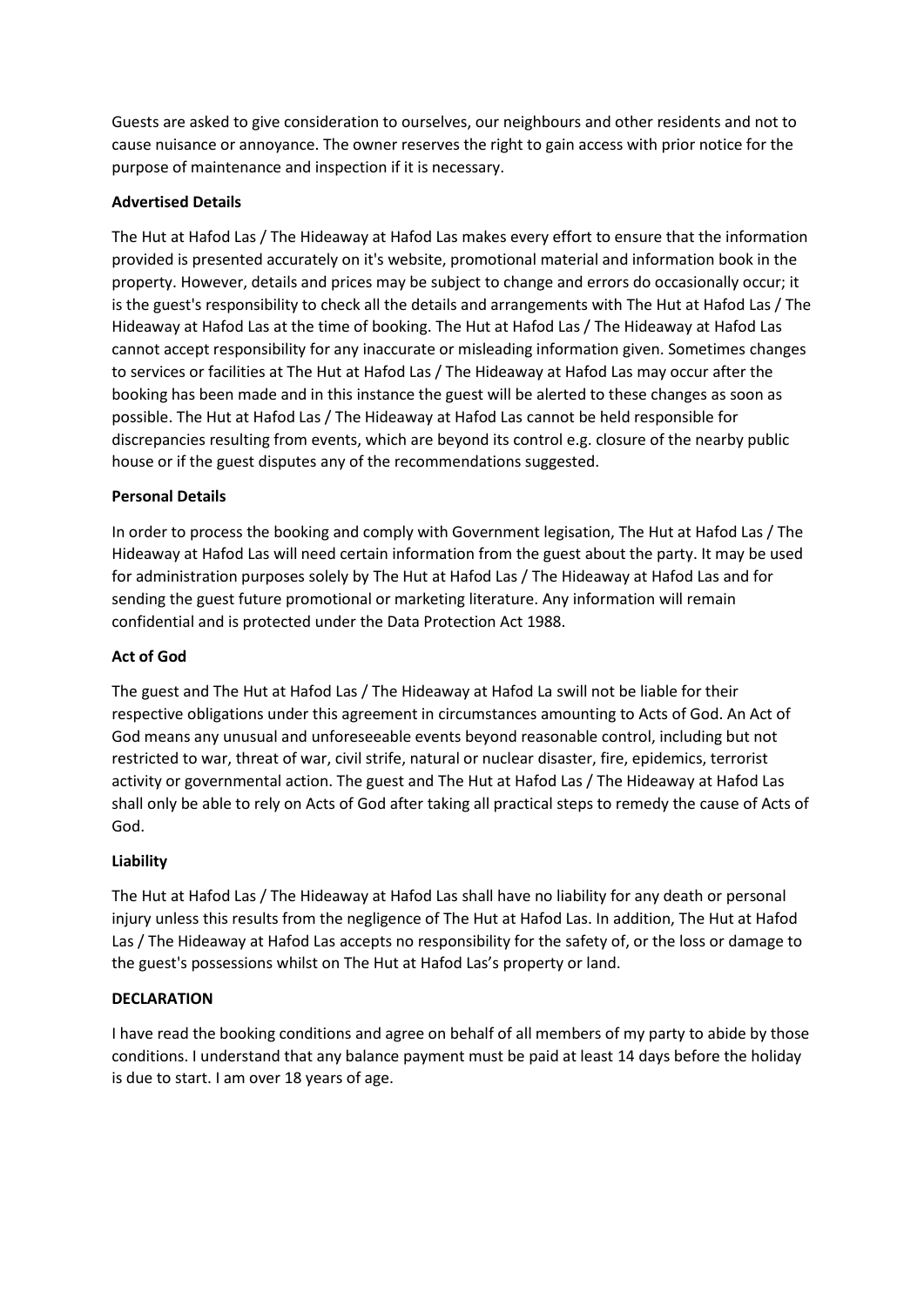Guests are asked to give consideration to ourselves, our neighbours and other residents and not to cause nuisance or annoyance. The owner reserves the right to gain access with prior notice for the purpose of maintenance and inspection if it is necessary.

**Advertised Details**

The Hut at Hafod Las / The Hideaway at Hafod Las makes every effort to ensure that the information provided is presented accurately on it's website, promotional material and information book in the property. However, details and prices may be subject to change and errors do occasionally occur; it is the guest's responsibility to check all the details and arrangements with The Hut at Hafod Las / The Hideaway at Hafod Las at the time of booking. The Hut at Hafod Las / The Hideaway at Hafod Las cannot accept responsibility for any inaccurate or misleading information given. Sometimes changes to services or facilities at The Hut at Hafod Las / The Hideaway at Hafod Las may occur after the booking has been made and in this instance the guest will be alerted to these changes as soon as possible. The Hut at Hafod Las / The Hideaway at Hafod Las cannot be held responsible for discrepancies resulting from events, which are beyond its control e.g. closure of the nearby public house or if the guest disputes any of the recommendations suggested.

**Personal Details**

In order to process the booking and comply with Government legisation, The Hut at Hafod Las / The Hideaway at Hafod Las will need certain information from the guest about the party. It may be used for administration purposes solely by The Hut at Hafod Las / The Hideaway at Hafod Las and for sending the guest future promotional or marketing literature. Any information will remain confidential and is protected under the Data Protection Act 1988.

**Act of God**

The guest and The Hut at Hafod Las / The Hideaway at Hafod La swill not be liable for their respective obligations under this agreement in circumstances amounting to Acts of God. An Act of God means any unusual and unforeseeable events beyond reasonable control, including but not restricted to war, threat of war, civil strife, natural or nuclear disaster, fire, epidemics, terrorist activity or governmental action. The guest and The Hut at Hafod Las / The Hideaway at Hafod Las shall only be able to rely on Acts of God after taking all practical steps to remedy the cause of Acts of God.

**Liability**

The Hut at Hafod Las / The Hideaway at Hafod Las shall have no liability for any death or personal injury unless this results from the negligence of The Hut at Hafod Las. In addition, The Hut at Hafod Las / The Hideaway at Hafod Las accepts no responsibility for the safety of, or the loss or damage to the guest's possessions whilst on The Hut at Hafod Las's property or land.

**DECLARATION**

I have read the booking conditions and agree on behalf of all members of my party to abide by those conditions. I understand that any balance payment must be paid at least 14 days before the holiday is due to start. I am over 18 years of age.